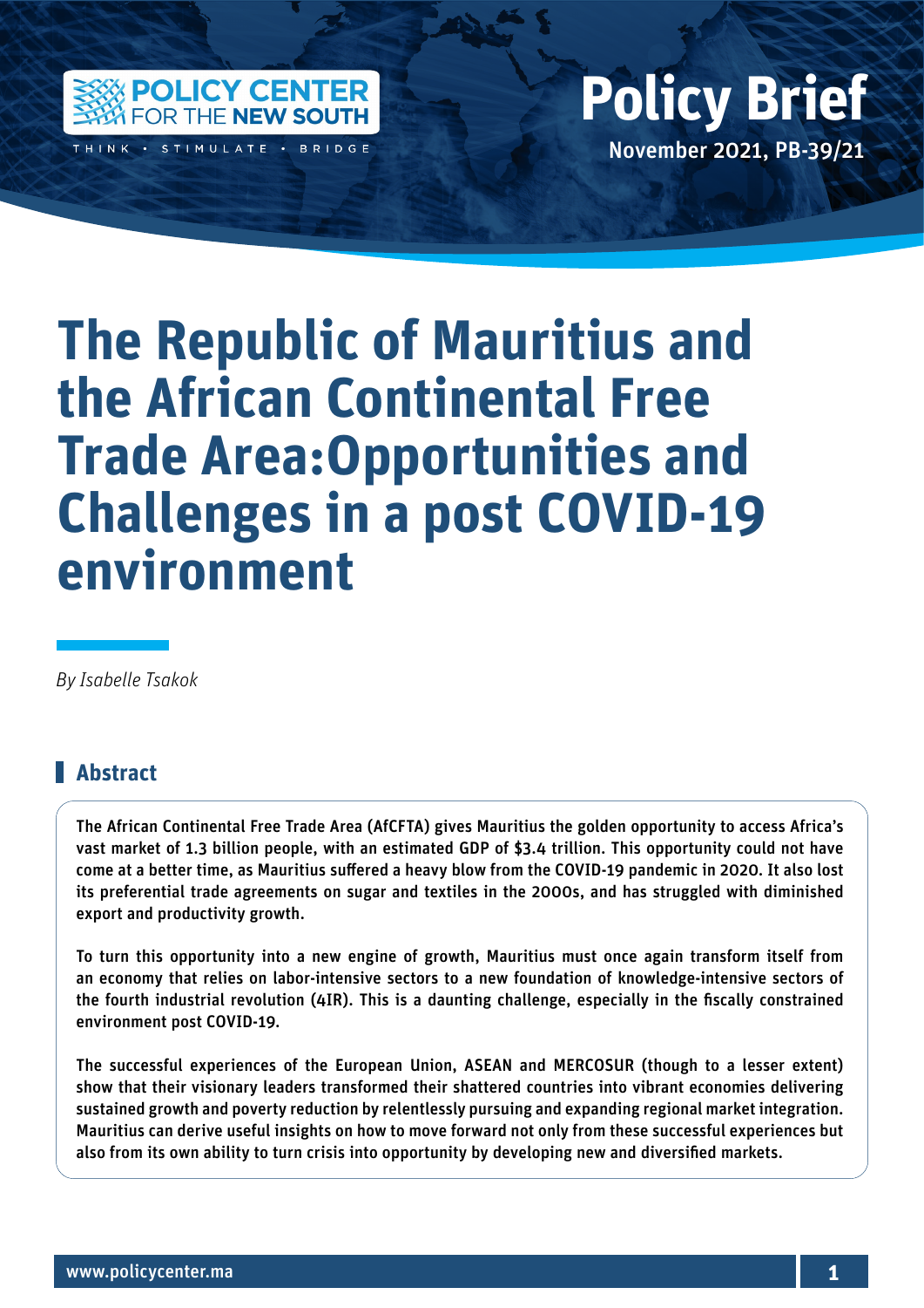Policy Brief

November 2021, PB-39/21

# The Republic of Mauritius and the African Continental Free Trade Area:Opportunities and Challenges in a post COVID-19 environment

*By Isabelle Tsakok*

## Abstract

The African Continental Free Trade Area (AfCFTA) gives Mauritius the golden opportunity to access Africa's vast market of 1.3 billion people, with an estimated GDP of $3.4 trillion. This opportunity could not have come at a better time, as Mauritius suffered a heavy blow from the COVID-19 pandemic in 2020. It also lost its preferential trade agreements on sugar and textiles in the 2000s, and has struggled with diminished export and productivity growth.

To turn this opportunity into a new engine of growth, Mauritius must once again transform itself from an economy that relies on labor-intensive sectors to a new foundation of knowledge-intensive sectors of the fourth industrial revolution (4IR). This is a daunting challenge, especially in the fiscally constrained environment post COVID-19.

The successful experiences of the European Union, ASEAN and MERCOSUR (though to a lesser extent) show that their visionary leaders transformed their shattered countries into vibrant economies delivering sustained growth and poverty reduction by relentlessly pursuing and expanding regional market integration. Mauritius can derive useful insights on how to move forward not only from these successful experiences but also from its own ability to turn crisis into opportunity by developing new and diversified markets.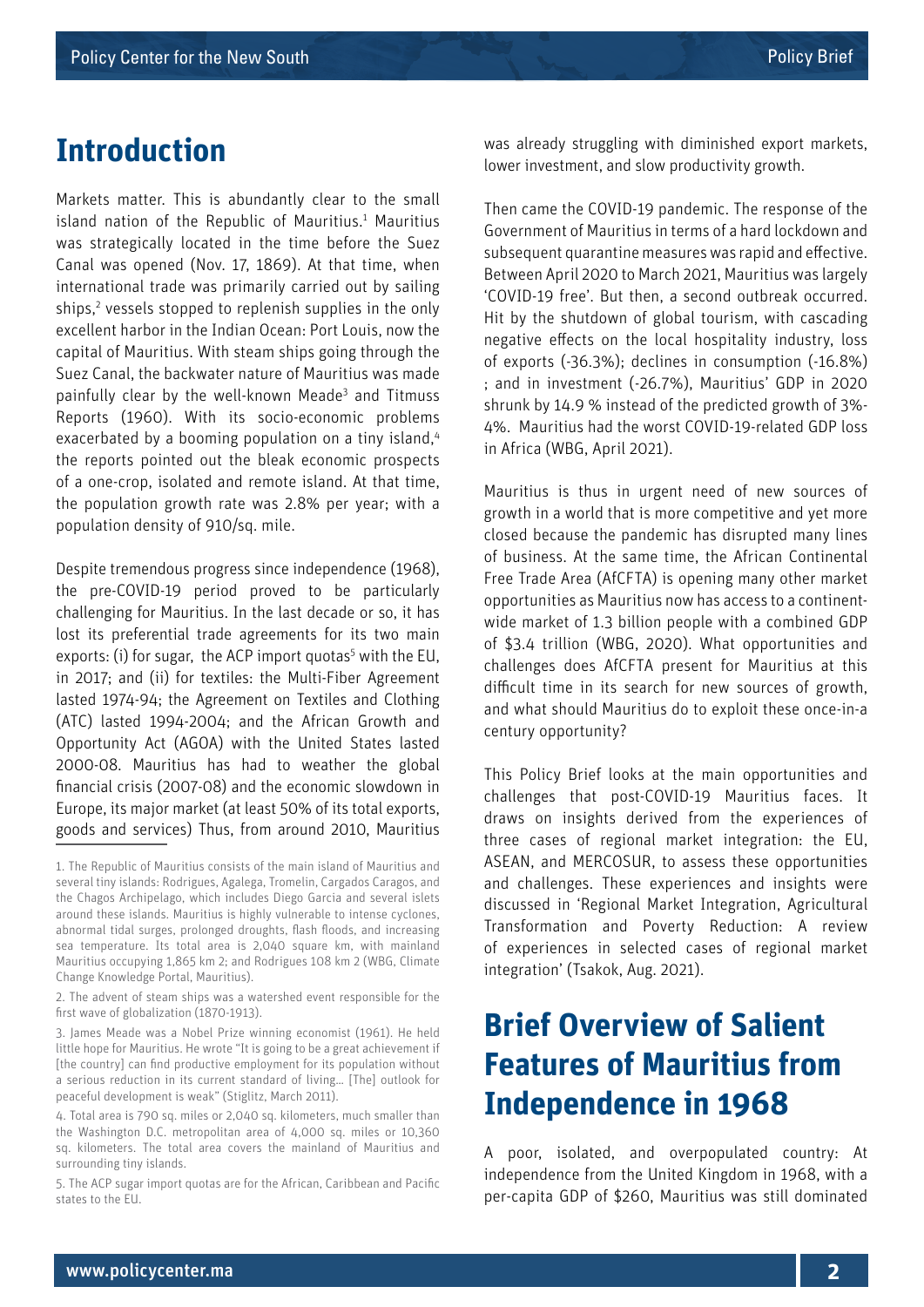## Introduction

Markets matter. This is abundantly clear to the small island nation of the Republic of Mauritius.[1] Mauritius was strategically located in the time before the Suez Canal was opened (Nov. 17, 1869). At that time, when international trade was primarily carried out by sailing ships,[2] vessels stopped to replenish supplies in the only excellent harbor in the Indian Ocean: Port Louis, now the capital of Mauritius. With steam ships going through the Suez Canal, the backwater nature of Mauritius was made painfully clear by the well-known Meade[3] and Titmuss Reports (1960). With its socio-economic problems exacerbated by a booming population on a tiny island,[4] the reports pointed out the bleak economic prospects of a one-crop, isolated and remote island. At that time, the population growth rate was 2.8% per year; with a population density of 910/sq. mile.

Despite tremendous progress since independence (1968), the pre-COVID-19 period proved to be particularly challenging for Mauritius. In the last decade or so, it has lost its preferential trade agreements for its two main exports: (i) for sugar, the ACP import quotas[5] with the EU, in 2017; and (ii) for textiles: the Multi-Fiber Agreement lasted 1974-94; the Agreement on Textiles and Clothing (ATC) lasted 1994-2004; and the African Growth and Opportunity Act (AGOA) with the United States lasted 2000-08. Mauritius has had to weather the global financial crisis (2007-08) and the economic slowdown in Europe, its major market (at least 50% of its total exports, goods and services) Thus, from around 2010, Mauritius was already struggling with diminished export markets, lower investment, and slow productivity growth.

Then came the COVID-19 pandemic. The response of the Government of Mauritius in terms of a hard lockdown and subsequent quarantine measures was rapid and effective. Between April 2020 to March 2021, Mauritius was largely 'COVID-19 free'. But then, a second outbreak occurred. Hit by the shutdown of global tourism, with cascading negative effects on the local hospitality industry, loss of exports (-36.3%); declines in consumption (-16.8%) ; and in investment (-26.7%), Mauritius' GDP in 2020 shrunk by 14.9 % instead of the predicted growth of 3%-4%. Mauritius had the worst COVID-19-related GDP loss in Africa (WBG, April 2021).

Mauritius is thus in urgent need of new sources of growth in a world that is more competitive and yet more closed because the pandemic has disrupted many lines of business. At the same time, the African Continental Free Trade Area (AfCFTA) is opening many other market opportunities as Mauritius now has access to a continent-wide market of 1.3 billion people with a combined GDP of $3.4 trillion (WBG, 2020). What opportunities and challenges does AfCFTA present for Mauritius at this difficult time in its search for new sources of growth, and what should Mauritius do to exploit these once-in-a century opportunity?

This Policy Brief looks at the main opportunities and challenges that post-COVID-19 Mauritius faces. It draws on insights derived from the experiences of three cases of regional market integration: the EU, ASEAN, and MERCOSUR, to assess these opportunities and challenges. These experiences and insights were discussed in 'Regional Market Integration, Agricultural Transformation and Poverty Reduction: A review of experiences in selected cases of regional market integration' (Tsakok, Aug. 2021).

## Brief Overview of Salient Features of Mauritius from Independence in 1968

A poor, isolated, and overpopulated country: At independence from the United Kingdom in 1968, with a per-capita GDP of $260, Mauritius was still dominated

---

1. The Republic of Mauritius consists of the main island of Mauritius and several tiny islands: Rodrigues, Agalega, Tromelin, Cargados Caragos, and the Chagos Archipelago, which includes Diego Garcia and several islets around these islands. Mauritius is highly vulnerable to intense cyclones, abnormal tidal surges, prolonged droughts, flash floods, and increasing sea temperature. Its total area is 2,040 square km, with mainland Mauritius occupying 1,865 km 2; and Rodrigues 108 km 2 (WBG, Climate Change Knowledge Portal, Mauritius).

2. The advent of steam ships was a watershed event responsible for the first wave of globalization (1870-1913).

3. James Meade was a Nobel Prize winning economist (1961). He held little hope for Mauritius. He wrote "It is going to be a great achievement if [the country] can find productive employment for its population without a serious reduction in its current standard of living… [The] outlook for peaceful development is weak" (Stiglitz, March 2011).

4. Total area is 790 sq. miles or 2,040 sq. kilometers, much smaller than the Washington D.C. metropolitan area of 4,000 sq. miles or 10,360 sq. kilometers. The total area covers the mainland of Mauritius and surrounding tiny islands.

5. The ACP sugar import quotas are for the African, Caribbean and Pacific states to the EU.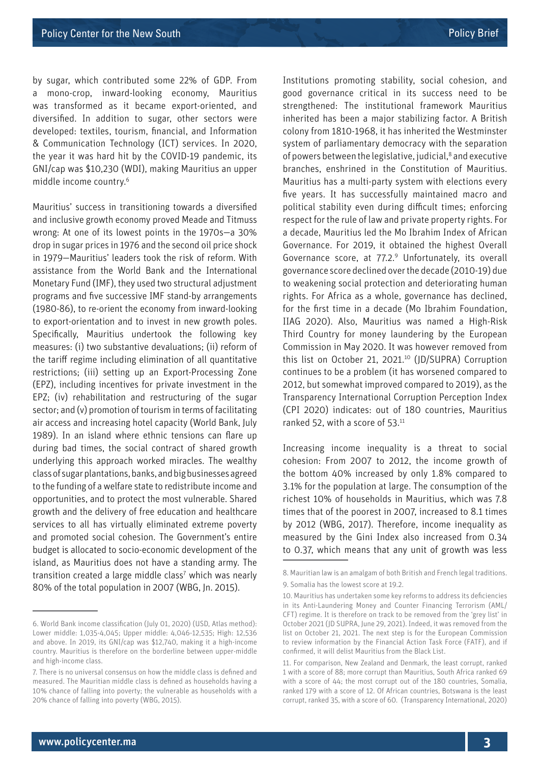by sugar, which contributed some 22% of GDP. From a mono-crop, inward-looking economy, Mauritius was transformed as it became export-oriented, and diversified. In addition to sugar, other sectors were developed: textiles, tourism, financial, and Information & Communication Technology (ICT) services. In 2020, the year it was hard hit by the COVID-19 pandemic, its GNI/cap was $10,230 (WDI), making Mauritius an upper middle income country.[6]

Mauritius' success in transitioning towards a diversified and inclusive growth economy proved Meade and Titmuss wrong: At one of its lowest points in the 1970s—a 30% drop in sugar prices in 1976 and the second oil price shock in 1979—Mauritius' leaders took the risk of reform. With assistance from the World Bank and the International Monetary Fund (IMF), they used two structural adjustment programs and five successive IMF stand-by arrangements (1980-86), to re-orient the economy from inward-looking to export-orientation and to invest in new growth poles. Specifically, Mauritius undertook the following key measures: (i) two substantive devaluations; (ii) reform of the tariff regime including elimination of all quantitative restrictions; (iii) setting up an Export-Processing Zone (EPZ), including incentives for private investment in the EPZ; (iv) rehabilitation and restructuring of the sugar sector; and (v) promotion of tourism in terms of facilitating air access and increasing hotel capacity (World Bank, July 1989). In an island where ethnic tensions can flare up during bad times, the social contract of shared growth underlying this approach worked miracles. The wealthy class of sugar plantations, banks, and big businesses agreed to the funding of a welfare state to redistribute income and opportunities, and to protect the most vulnerable. Shared growth and the delivery of free education and healthcare services to all has virtually eliminated extreme poverty and promoted social cohesion. The Government's entire budget is allocated to socio-economic development of the island, as Mauritius does not have a standing army. The transition created a large middle class[7] which was nearly 80% of the total population in 2007 (WBG, Jn. 2015).

Institutions promoting stability, social cohesion, and good governance critical in its success need to be strengthened: The institutional framework Mauritius inherited has been a major stabilizing factor. A British colony from 1810-1968, it has inherited the Westminster system of parliamentary democracy with the separation of powers between the legislative, judicial,[8] and executive branches, enshrined in the Constitution of Mauritius. Mauritius has a multi-party system with elections every five years. It has successfully maintained macro and political stability even during difficult times; enforcing respect for the rule of law and private property rights. For a decade, Mauritius led the Mo Ibrahim Index of African Governance. For 2019, it obtained the highest Overall Governance score, at 77.2.[9] Unfortunately, its overall governance score declined over the decade (2010-19) due to weakening social protection and deteriorating human rights. For Africa as a whole, governance has declined, for the first time in a decade (Mo Ibrahim Foundation, IIAG 2020). Also, Mauritius was named a High-Risk Third Country for money laundering by the European Commission in May 2020. It was however removed from this list on October 21, 2021.[10] (JD/SUPRA) Corruption continues to be a problem (it has worsened compared to 2012, but somewhat improved compared to 2019), as the Transparency International Corruption Perception Index (CPI 2020) indicates: out of 180 countries, Mauritius ranked 52, with a score of 53.[11]

Increasing income inequality is a threat to social cohesion: From 2007 to 2012, the income growth of the bottom 40% increased by only 1.8% compared to 3.1% for the population at large. The consumption of the richest 10% of households in Mauritius, which was 7.8 times that of the poorest in 2007, increased to 8.1 times by 2012 (WBG, 2017). Therefore, income inequality as measured by the Gini Index also increased from 0.34 to 0.37, which means that any unit of growth was less

---

6. World Bank income classification (July 01, 2020) (USD, Atlas method): Lower middle: 1,035-4,045; Upper middle: 4,046-12,535; High: 12,536 and above. In 2019, its GNI/cap was $12,740, making it a high-income country. Mauritius is therefore on the borderline between upper-middle and high-income class.

7. There is no universal consensus on how the middle class is defined and measured. The Mauritian middle class is defined as households having a 10% chance of falling into poverty; the vulnerable as households with a 20% chance of falling into poverty (WBG, 2015).

8. Mauritian law is an amalgam of both British and French legal traditions.

9. Somalia has the lowest score at 19.2.

10. Mauritius has undertaken some key reforms to address its deficiencies in its Anti-Laundering Money and Counter Financing Terrorism (AML/CFT) regime. It is therefore on track to be removed from the 'grey list' in October 2021 (JD SUPRA, June 29, 2021). Indeed, it was removed from the list on October 21, 2021. The next step is for the European Commission to review information by the Financial Action Task Force (FATF), and if confirmed, it will delist Mauritius from the Black List.

11. For comparison, New Zealand and Denmark, the least corrupt, ranked 1 with a score of 88; more corrupt than Mauritius, South Africa ranked 69 with a score of 44; the most corrupt out of the 180 countries, Somalia, ranked 179 with a score of 12. Of African countries, Botswana is the least corrupt, ranked 35, with a score of 60. (Transparency International, 2020)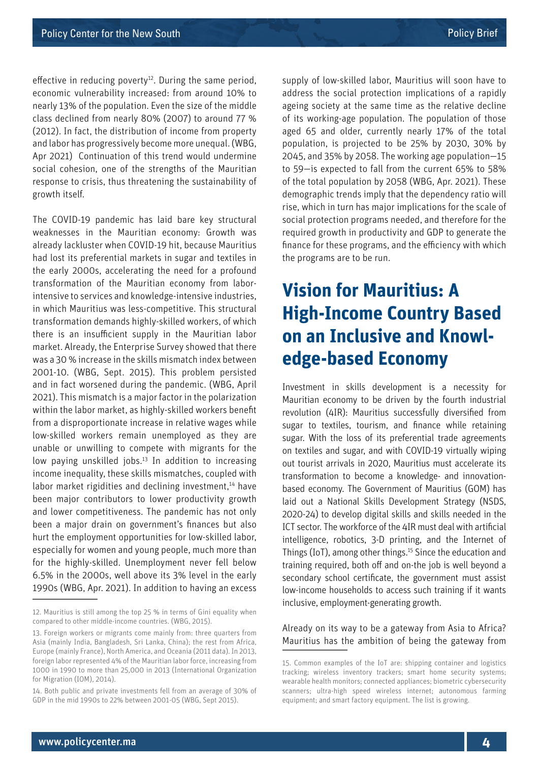effective in reducing poverty[12]. During the same period, economic vulnerability increased: from around 10% to nearly 13% of the population. Even the size of the middle class declined from nearly 80% (2007) to around 77 % (2012). In fact, the distribution of income from property and labor has progressively become more unequal. (WBG, Apr 2021) Continuation of this trend would undermine social cohesion, one of the strengths of the Mauritian response to crisis, thus threatening the sustainability of growth itself.

The COVID-19 pandemic has laid bare key structural weaknesses in the Mauritian economy: Growth was already lackluster when COVID-19 hit, because Mauritius had lost its preferential markets in sugar and textiles in the early 2000s, accelerating the need for a profound transformation of the Mauritian economy from labor-intensive to services and knowledge-intensive industries, in which Mauritius was less-competitive. This structural transformation demands highly-skilled workers, of which there is an insufficient supply in the Mauritian labor market. Already, the Enterprise Survey showed that there was a 30 % increase in the skills mismatch index between 2001-10. (WBG, Sept. 2015). This problem persisted and in fact worsened during the pandemic. (WBG, April 2021). This mismatch is a major factor in the polarization within the labor market, as highly-skilled workers benefit from a disproportionate increase in relative wages while low-skilled workers remain unemployed as they are unable or unwilling to compete with migrants for the low paying unskilled jobs.[13] In addition to increasing income inequality, these skills mismatches, coupled with labor market rigidities and declining investment,[14] have been major contributors to lower productivity growth and lower competitiveness. The pandemic has not only been a major drain on government's finances but also hurt the employment opportunities for low-skilled labor, especially for women and young people, much more than for the highly-skilled. Unemployment never fell below 6.5% in the 2000s, well above its 3% level in the early 1990s (WBG, Apr. 2021). In addition to having an excess supply of low-skilled labor, Mauritius will soon have to address the social protection implications of a rapidly ageing society at the same time as the relative decline of its working-age population. The population of those aged 65 and older, currently nearly 17% of the total population, is projected to be 25% by 2030, 30% by 2045, and 35% by 2058. The working age population—15 to 59—is expected to fall from the current 65% to 58% of the total population by 2058 (WBG, Apr. 2021). These demographic trends imply that the dependency ratio will rise, which in turn has major implications for the scale of social protection programs needed, and therefore for the required growth in productivity and GDP to generate the finance for these programs, and the efficiency with which the programs are to be run.

## Vision for Mauritius: A High-Income Country Based on an Inclusive and Knowledge-based Economy

Investment in skills development is a necessity for Mauritian economy to be driven by the fourth industrial revolution (4IR): Mauritius successfully diversified from sugar to textiles, tourism, and finance while retaining sugar. With the loss of its preferential trade agreements on textiles and sugar, and with COVID-19 virtually wiping out tourist arrivals in 2020, Mauritius must accelerate its transformation to become a knowledge- and innovation-based economy. The Government of Mauritius (GOM) has laid out a National Skills Development Strategy (NSDS, 2020-24) to develop digital skills and skills needed in the ICT sector. The workforce of the 4IR must deal with artificial intelligence, robotics, 3-D printing, and the Internet of Things (IoT), among other things.[15] Since the education and training required, both off and on-the job is well beyond a secondary school certificate, the government must assist low-income households to access such training if it wants inclusive, employment-generating growth.

Already on its way to be a gateway from Asia to Africa? Mauritius has the ambition of being the gateway from

---

12. Mauritius is still among the top 25 % in terms of Gini equality when compared to other middle-income countries. (WBG, 2015).

13. Foreign workers or migrants come mainly from: three quarters from Asia (mainly India, Bangladesh, Sri Lanka, China); the rest from Africa, Europe (mainly France), North America, and Oceania (2011 data). In 2013, foreign labor represented 4% of the Mauritian labor force, increasing from 1000 in 1990 to more than 25,000 in 2013 (International Organization for Migration (IOM), 2014).

14. Both public and private investments fell from an average of 30% of GDP in the mid 1990s to 22% between 2001-05 (WBG, Sept 2015).

15. Common examples of the IoT are: shipping container and logistics tracking; wireless inventory trackers; smart home security systems; wearable health monitors; connected appliances; biometric cybersecurity scanners; ultra-high speed wireless internet; autonomous farming equipment; and smart factory equipment. The list is growing.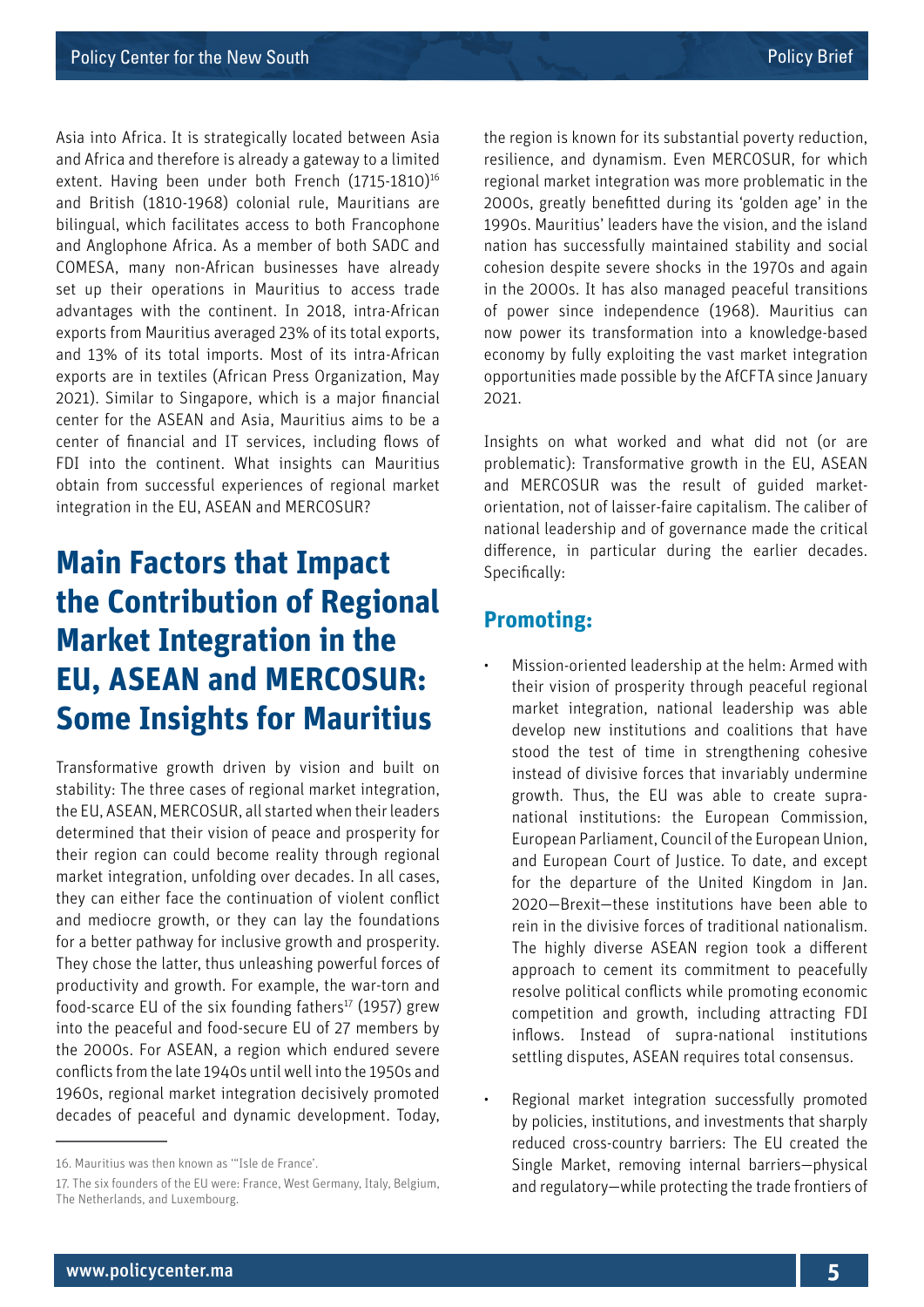Asia into Africa. It is strategically located between Asia and Africa and therefore is already a gateway to a limited extent. Having been under both French (1715-1810)[16] and British (1810-1968) colonial rule, Mauritians are bilingual, which facilitates access to both Francophone and Anglophone Africa. As a member of both SADC and COMESA, many non-African businesses have already set up their operations in Mauritius to access trade advantages with the continent. In 2018, intra-African exports from Mauritius averaged 23% of its total exports, and 13% of its total imports. Most of its intra-African exports are in textiles (African Press Organization, May 2021). Similar to Singapore, which is a major financial center for the ASEAN and Asia, Mauritius aims to be a center of financial and IT services, including flows of FDI into the continent. What insights can Mauritius obtain from successful experiences of regional market integration in the EU, ASEAN and MERCOSUR?

## Main Factors that Impact the Contribution of Regional Market Integration in the EU, ASEAN and MERCOSUR: Some Insights for Mauritius

Transformative growth driven by vision and built on stability: The three cases of regional market integration, the EU, ASEAN, MERCOSUR, all started when their leaders determined that their vision of peace and prosperity for their region can could become reality through regional market integration, unfolding over decades. In all cases, they can either face the continuation of violent conflict and mediocre growth, or they can lay the foundations for a better pathway for inclusive growth and prosperity. They chose the latter, thus unleashing powerful forces of productivity and growth. For example, the war-torn and food-scarce EU of the six founding fathers[17] (1957) grew into the peaceful and food-secure EU of 27 members by the 2000s. For ASEAN, a region which endured severe conflicts from the late 1940s until well into the 1950s and 1960s, regional market integration decisively promoted decades of peaceful and dynamic development. Today, the region is known for its substantial poverty reduction, resilience, and dynamism. Even MERCOSUR, for which regional market integration was more problematic in the 2000s, greatly benefitted during its 'golden age' in the 1990s. Mauritius' leaders have the vision, and the island nation has successfully maintained stability and social cohesion despite severe shocks in the 1970s and again in the 2000s. It has also managed peaceful transitions of power since independence (1968). Mauritius can now power its transformation into a knowledge-based economy by fully exploiting the vast market integration opportunities made possible by the AfCFTA since January 2021.

Insights on what worked and what did not (or are problematic): Transformative growth in the EU, ASEAN and MERCOSUR was the result of guided market-orientation, not of laisser-faire capitalism. The caliber of national leadership and of governance made the critical difference, in particular during the earlier decades. Specifically:

### Promoting:

- Mission-oriented leadership at the helm: Armed with their vision of prosperity through peaceful regional market integration, national leadership was able develop new institutions and coalitions that have stood the test of time in strengthening cohesive instead of divisive forces that invariably undermine growth. Thus, the EU was able to create supra-national institutions: the European Commission, European Parliament, Council of the European Union, and European Court of Justice. To date, and except for the departure of the United Kingdom in Jan. 2020—Brexit—these institutions have been able to rein in the divisive forces of traditional nationalism. The highly diverse ASEAN region took a different approach to cement its commitment to peacefully resolve political conflicts while promoting economic competition and growth, including attracting FDI inflows. Instead of supra-national institutions settling disputes, ASEAN requires total consensus.
- Regional market integration successfully promoted by policies, institutions, and investments that sharply reduced cross-country barriers: The EU created the Single Market, removing internal barriers—physical and regulatory—while protecting the trade frontiers of

16. Mauritius was then known as '"Isle de France'.

17. The six founders of the EU were: France, West Germany, Italy, Belgium, The Netherlands, and Luxembourg.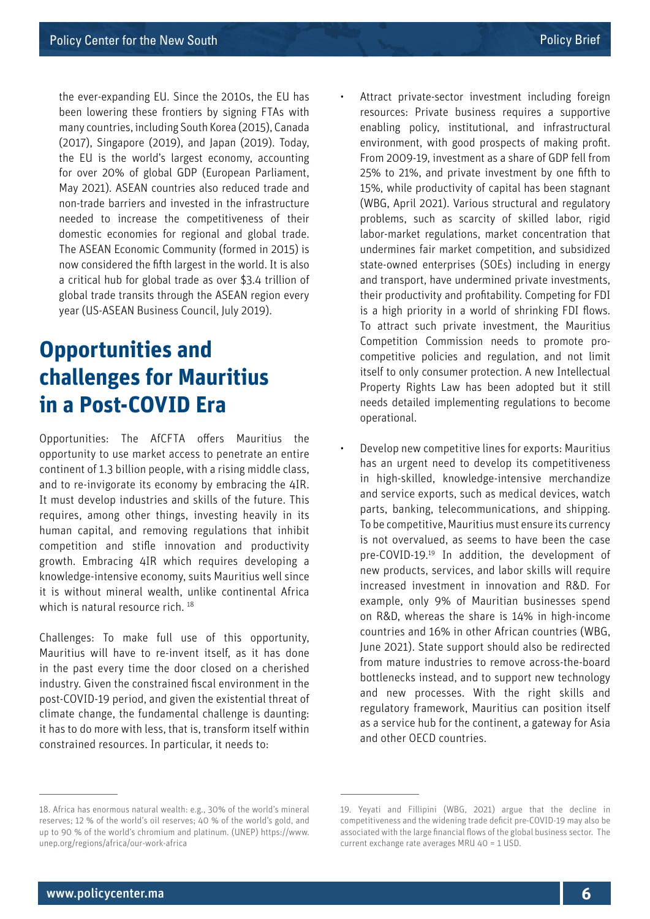the ever-expanding EU. Since the 2010s, the EU has been lowering these frontiers by signing FTAs with many countries, including South Korea (2015), Canada (2017), Singapore (2019), and Japan (2019). Today, the EU is the world's largest economy, accounting for over 20% of global GDP (European Parliament, May 2021). ASEAN countries also reduced trade and non-trade barriers and invested in the infrastructure needed to increase the competitiveness of their domestic economies for regional and global trade. The ASEAN Economic Community (formed in 2015) is now considered the fifth largest in the world. It is also a critical hub for global trade as over $3.4 trillion of global trade transits through the ASEAN region every year (US-ASEAN Business Council, July 2019).

## Opportunities and challenges for Mauritius in a Post-COVID Era

Opportunities: The AfCFTA offers Mauritius the opportunity to use market access to penetrate an entire continent of 1.3 billion people, with a rising middle class, and to re-invigorate its economy by embracing the 4IR. It must develop industries and skills of the future. This requires, among other things, investing heavily in its human capital, and removing regulations that inhibit competition and stifle innovation and productivity growth. Embracing 4IR which requires developing a knowledge-intensive economy, suits Mauritius well since it is without mineral wealth, unlike continental Africa which is natural resource rich. [18]

Challenges: To make full use of this opportunity, Mauritius will have to re-invent itself, as it has done in the past every time the door closed on a cherished industry. Given the constrained fiscal environment in the post-COVID-19 period, and given the existential threat of climate change, the fundamental challenge is daunting: it has to do more with less, that is, transform itself within constrained resources. In particular, it needs to:

- Attract private-sector investment including foreign resources: Private business requires a supportive enabling policy, institutional, and infrastructural environment, with good prospects of making profit. From 2009-19, investment as a share of GDP fell from 25% to 21%, and private investment by one fifth to 15%, while productivity of capital has been stagnant (WBG, April 2021). Various structural and regulatory problems, such as scarcity of skilled labor, rigid labor-market regulations, market concentration that undermines fair market competition, and subsidized state-owned enterprises (SOEs) including in energy and transport, have undermined private investments, their productivity and profitability. Competing for FDI is a high priority in a world of shrinking FDI flows. To attract such private investment, the Mauritius Competition Commission needs to promote pro-competitive policies and regulation, and not limit itself to only consumer protection. A new Intellectual Property Rights Law has been adopted but it still needs detailed implementing regulations to become operational.

- Develop new competitive lines for exports: Mauritius has an urgent need to develop its competitiveness in high-skilled, knowledge-intensive merchandize and service exports, such as medical devices, watch parts, banking, telecommunications, and shipping. To be competitive, Mauritius must ensure its currency is not overvalued, as seems to have been the case pre-COVID-19.[19] In addition, the development of new products, services, and labor skills will require increased investment in innovation and R&D. For example, only 9% of Mauritian businesses spend on R&D, whereas the share is 14% in high-income countries and 16% in other African countries (WBG, June 2021). State support should also be redirected from mature industries to remove across-the-board bottlenecks instead, and to support new technology and new processes. With the right skills and regulatory framework, Mauritius can position itself as a service hub for the continent, a gateway for Asia and other OECD countries.

---

18. Africa has enormous natural wealth: e.g., 30% of the world's mineral reserves; 12 % of the world's oil reserves; 40 % of the world's gold, and up to 90 % of the world's chromium and platinum. (UNEP) https://www.unep.org/regions/africa/our-work-africa

19. Yeyati and Fillipini (WBG, 2021) argue that the decline in competitiveness and the widening trade deficit pre-COVID-19 may also be associated with the large financial flows of the global business sector. The current exchange rate averages MRU 40 = 1 USD.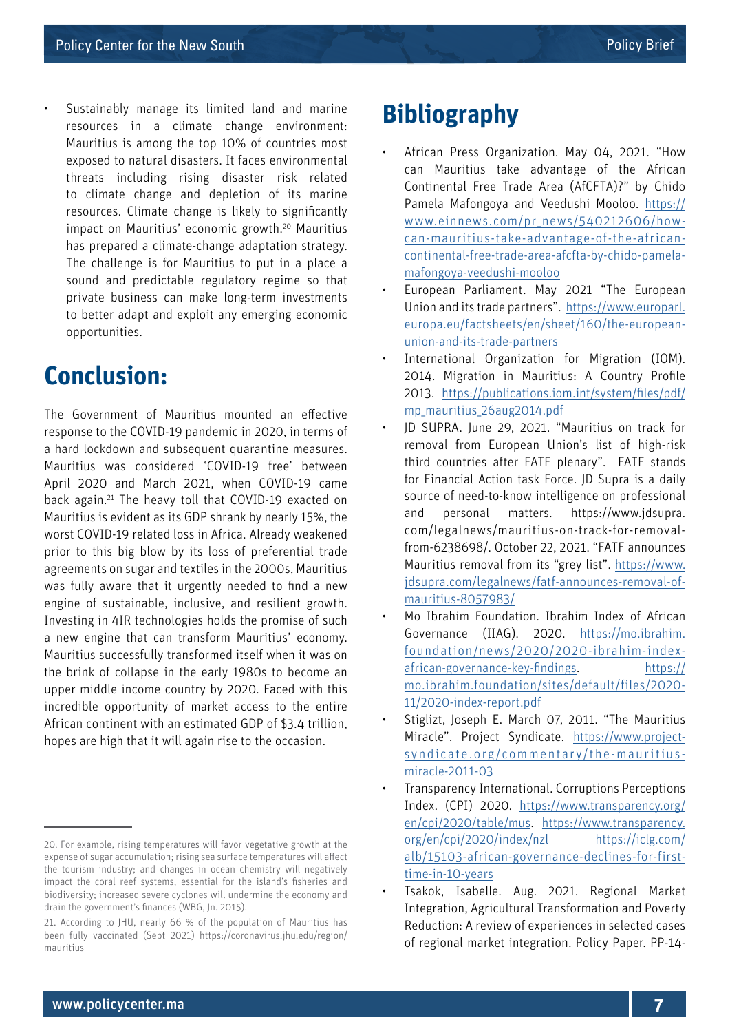- Sustainably manage its limited land and marine resources in a climate change environment: Mauritius is among the top 10% of countries most exposed to natural disasters. It faces environmental threats including rising disaster risk related to climate change and depletion of its marine resources. Climate change is likely to significantly impact on Mauritius' economic growth.[20] Mauritius has prepared a climate-change adaptation strategy. The challenge is for Mauritius to put in a place a sound and predictable regulatory regime so that private business can make long-term investments to better adapt and exploit any emerging economic opportunities.

# Conclusion:

The Government of Mauritius mounted an effective response to the COVID-19 pandemic in 2020, in terms of a hard lockdown and subsequent quarantine measures. Mauritius was considered 'COVID-19 free' between April 2020 and March 2021, when COVID-19 came back again.[21] The heavy toll that COVID-19 exacted on Mauritius is evident as its GDP shrank by nearly 15%, the worst COVID-19 related loss in Africa. Already weakened prior to this big blow by its loss of preferential trade agreements on sugar and textiles in the 2000s, Mauritius was fully aware that it urgently needed to find a new engine of sustainable, inclusive, and resilient growth. Investing in 4IR technologies holds the promise of such a new engine that can transform Mauritius' economy. Mauritius successfully transformed itself when it was on the brink of collapse in the early 1980s to become an upper middle income country by 2020. Faced with this incredible opportunity of market access to the entire African continent with an estimated GDP of $3.4 trillion, hopes are high that it will again rise to the occasion.

20. For example, rising temperatures will favor vegetative growth at the expense of sugar accumulation; rising sea surface temperatures will affect the tourism industry; and changes in ocean chemistry will negatively impact the coral reef systems, essential for the island's fisheries and biodiversity; increased severe cyclones will undermine the economy and drain the government's finances (WBG, Jn. 2015).

21. According to JHU, nearly 66 % of the population of Mauritius has been fully vaccinated (Sept 2021) https://coronavirus.jhu.edu/region/mauritius

# Bibliography

- African Press Organization. May 04, 2021. "How can Mauritius take advantage of the African Continental Free Trade Area (AfCFTA)?" by Chido Pamela Mafongoya and Veedushi Mooloo. https://www.einnews.com/pr_news/540212606/how-can-mauritius-take-advantage-of-the-african-continental-free-trade-area-afcfta-by-chido-pamela-mafongoya-veedushi-mooloo
- European Parliament. May 2021 "The European Union and its trade partners". https://www.europarl.europa.eu/factsheets/en/sheet/160/the-european-union-and-its-trade-partners
- International Organization for Migration (IOM). 2014. Migration in Mauritius: A Country Profile 2013. https://publications.iom.int/system/files/pdf/mp_mauritius_26aug2014.pdf
- JD SUPRA. June 29, 2021. "Mauritius on track for removal from European Union's list of high-risk third countries after FATF plenary". FATF stands for Financial Action task Force. JD Supra is a daily source of need-to-know intelligence on professional and personal matters. https://www.jdsupra.com/legalnews/mauritius-on-track-for-removal-from-6238698/. October 22, 2021. "FATF announces Mauritius removal from its "grey list". https://www.jdsupra.com/legalnews/fatf-announces-removal-of-mauritius-8057983/
- Mo Ibrahim Foundation. Ibrahim Index of African Governance (IIAG). 2020. https://mo.ibrahim.foundation/news/2020/2020-ibrahim-index-african-governance-key-findings. https://mo.ibrahim.foundation/sites/default/files/2020-11/2020-index-report.pdf
- Stiglzt, Joseph E. March 07, 2011. "The Mauritius Miracle". Project Syndicate. https://www.project-syndicate.org/commentary/the-mauritius-miracle-2011-03
- Transparency International. Corruptions Perceptions Index. (CPI) 2020. https://www.transparency.org/en/cpi/2020/table/mus. https://www.transparency.org/en/cpi/2020/index/nzl https://iclg.com/alb/15103-african-governance-declines-for-first-time-in-10-years
- Tsakok, Isabelle. Aug. 2021. Regional Market Integration, Agricultural Transformation and Poverty Reduction: A review of experiences in selected cases of regional market integration. Policy Paper. PP-14-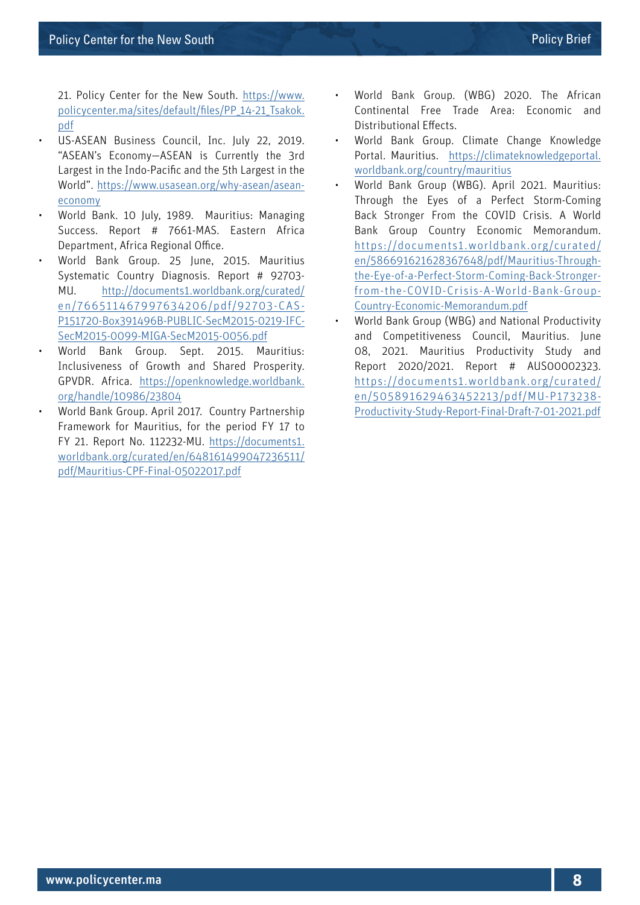21. Policy Center for the New South. https://www.policycenter.ma/sites/default/files/PP_14-21_Tsakok.pdf

- US-ASEAN Business Council, Inc. July 22, 2019. "ASEAN's Economy—ASEAN is Currently the 3rd Largest in the Indo-Pacific and the 5th Largest in the World". https://www.usasean.org/why-asean/asean-economy
- World Bank. 10 July, 1989. Mauritius: Managing Success. Report # 7661-MAS. Eastern Africa Department, Africa Regional Office.
- World Bank Group. 25 June, 2015. Mauritius Systematic Country Diagnosis. Report # 92703-MU. http://documents1.worldbank.org/curated/en/766511467997634206/pdf/92703-CAS-P151720-Box391496B-PUBLIC-SecM2015-0219-IFC-SecM2015-0099-MIGA-SecM2015-0056.pdf
- World Bank Group. Sept. 2015. Mauritius: Inclusiveness of Growth and Shared Prosperity. GPVDR. Africa. https://openknowledge.worldbank.org/handle/10986/23804
- World Bank Group. April 2017. Country Partnership Framework for Mauritius, for the period FY 17 to FY 21. Report No. 112232-MU. https://documents1.worldbank.org/curated/en/648161499047236511/pdf/Mauritius-CPF-Final-05022017.pdf
- World Bank Group. (WBG) 2020. The African Continental Free Trade Area: Economic and Distributional Effects.
- World Bank Group. Climate Change Knowledge Portal. Mauritius. https://climateknowledgeportal.worldbank.org/country/mauritius
- World Bank Group (WBG). April 2021. Mauritius: Through the Eyes of a Perfect Storm-Coming Back Stronger From the COVID Crisis. A World Bank Group Country Economic Memorandum. https://documents1.worldbank.org/curated/en/586691621628367648/pdf/Mauritius-Through-the-Eye-of-a-Perfect-Storm-Coming-Back-Stronger-from-the-COVID-Crisis-A-World-Bank-Group-Country-Economic-Memorandum.pdf
- World Bank Group (WBG) and National Productivity and Competitiveness Council, Mauritius. June 08, 2021. Mauritius Productivity Study and Report 2020/2021. Report # AUS0002323. https://documents1.worldbank.org/curated/en/505891629463452213/pdf/MU-P173238-Productivity-Study-Report-Final-Draft-7-01-2021.pdf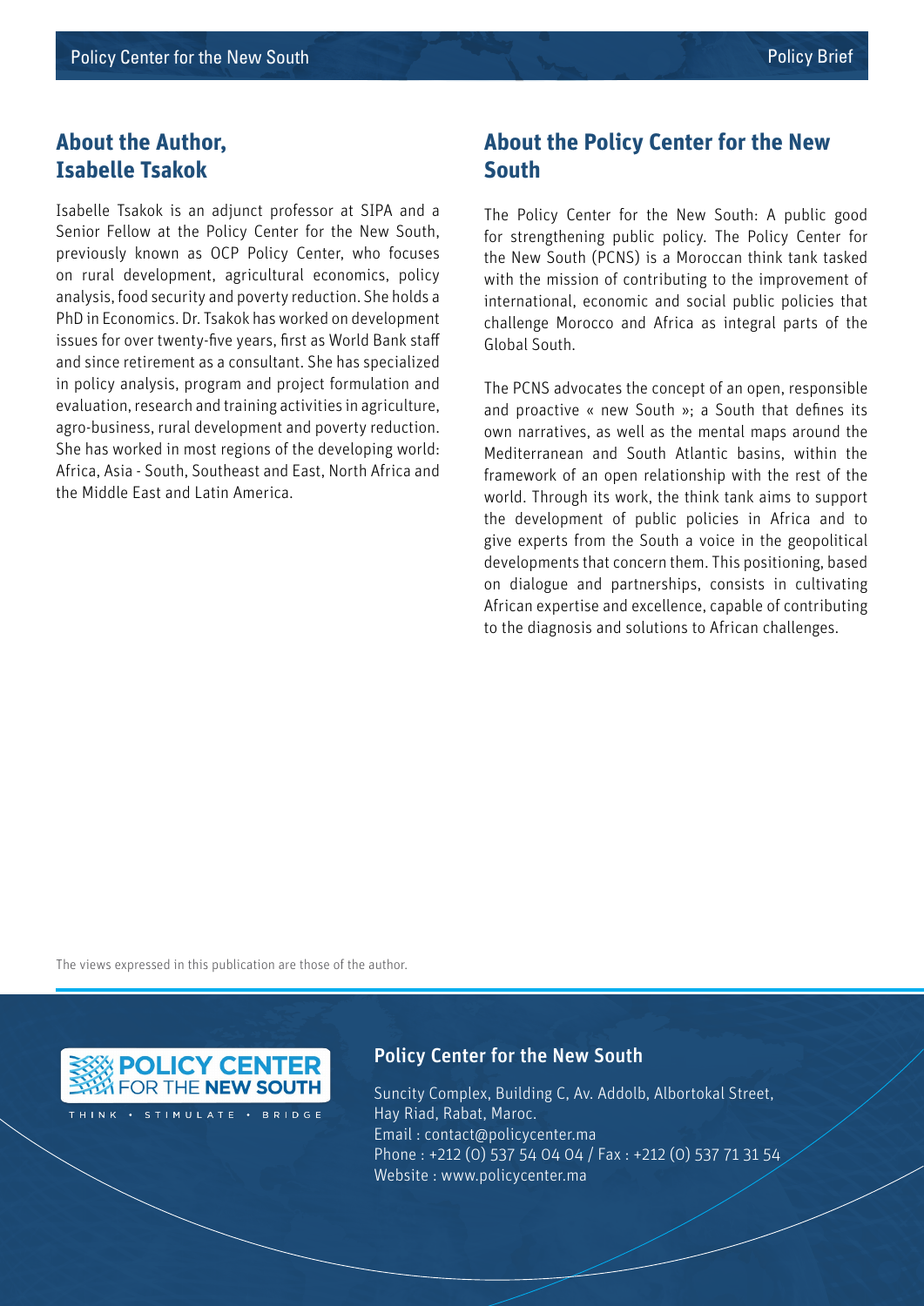## About the Author, Isabelle Tsakok

Isabelle Tsakok is an adjunct professor at SIPA and a Senior Fellow at the Policy Center for the New South, previously known as OCP Policy Center, who focuses on rural development, agricultural economics, policy analysis, food security and poverty reduction. She holds a PhD in Economics. Dr. Tsakok has worked on development issues for over twenty-five years, first as World Bank staff and since retirement as a consultant. She has specialized in policy analysis, program and project formulation and evaluation, research and training activities in agriculture, agro-business, rural development and poverty reduction. She has worked in most regions of the developing world: Africa, Asia - South, Southeast and East, North Africa and the Middle East and Latin America.

## About the Policy Center for the New South

The Policy Center for the New South: A public good for strengthening public policy. The Policy Center for the New South (PCNS) is a Moroccan think tank tasked with the mission of contributing to the improvement of international, economic and social public policies that challenge Morocco and Africa as integral parts of the Global South.

The PCNS advocates the concept of an open, responsible and proactive « new South »; a South that defines its own narratives, as well as the mental maps around the Mediterranean and South Atlantic basins, within the framework of an open relationship with the rest of the world. Through its work, the think tank aims to support the development of public policies in Africa and to give experts from the South a voice in the geopolitical developments that concern them. This positioning, based on dialogue and partnerships, consists in cultivating African expertise and excellence, capable of contributing to the diagnosis and solutions to African challenges.

The views expressed in this publication are those of the author.

**POLICY CENTER FOR THE NEW SOUTH**

THINK • STIMULATE • BRIDGE

### Policy Center for the New South

Suncity Complex, Building C, Av. Addolb, Albortokal Street,
Hay Riad, Rabat, Maroc.
Email : contact@policycenter.ma
Phone : +212 (0) 537 54 04 04 / Fax : +212 (0) 537 71 31 54
Website : www.policycenter.ma